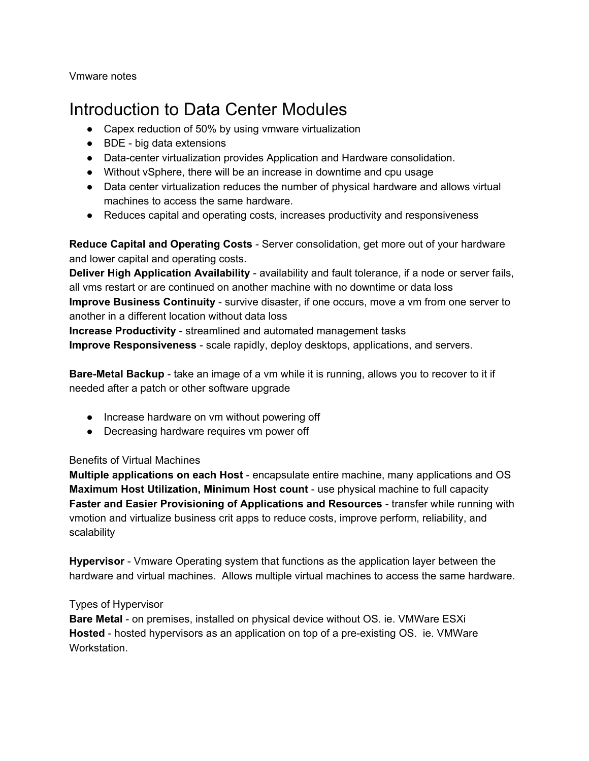Vmware notes

# Introduction to Data Center Modules

- Capex reduction of 50% by using vmware virtualization
- BDE - big data extensions
- Data-center virtualization provides Application and Hardware consolidation.
- Without vSphere, there will be an increase in downtime and cpu usage
- Data center virtualization reduces the number of physical hardware and allows virtual machines to access the same hardware.
- Reduces capital and operating costs, increases productivity and responsiveness

**Reduce Capital and Operating Costs** - Server consolidation, get more out of your hardware and lower capital and operating costs.
**Deliver High Application Availability** - availability and fault tolerance, if a node or server fails, all vms restart or are continued on another machine with no downtime or data loss
**Improve Business Continuity** - survive disaster, if one occurs, move a vm from one server to another in a different location without data loss
**Increase Productivity** - streamlined and automated management tasks
**Improve Responsiveness** - scale rapidly, deploy desktops, applications, and servers.

**Bare-Metal Backup** - take an image of a vm while it is running, allows you to recover to it if needed after a patch or other software upgrade

- Increase hardware on vm without powering off
- Decreasing hardware requires vm power off

Benefits of Virtual Machines
**Multiple applications on each Host** - encapsulate entire machine, many applications and OS
**Maximum Host Utilization, Minimum Host count** - use physical machine to full capacity
**Faster and Easier Provisioning of Applications and Resources** - transfer while running with vmotion and virtualize business crit apps to reduce costs, improve perform, reliability, and scalability

**Hypervisor** - Vmware Operating system that functions as the application layer between the hardware and virtual machines. Allows multiple virtual machines to access the same hardware.

Types of Hypervisor
**Bare Metal** - on premises, installed on physical device without OS. ie. VMWare ESXi
**Hosted** - hosted hypervisors as an application on top of a pre-existing OS. ie. VMWare Workstation.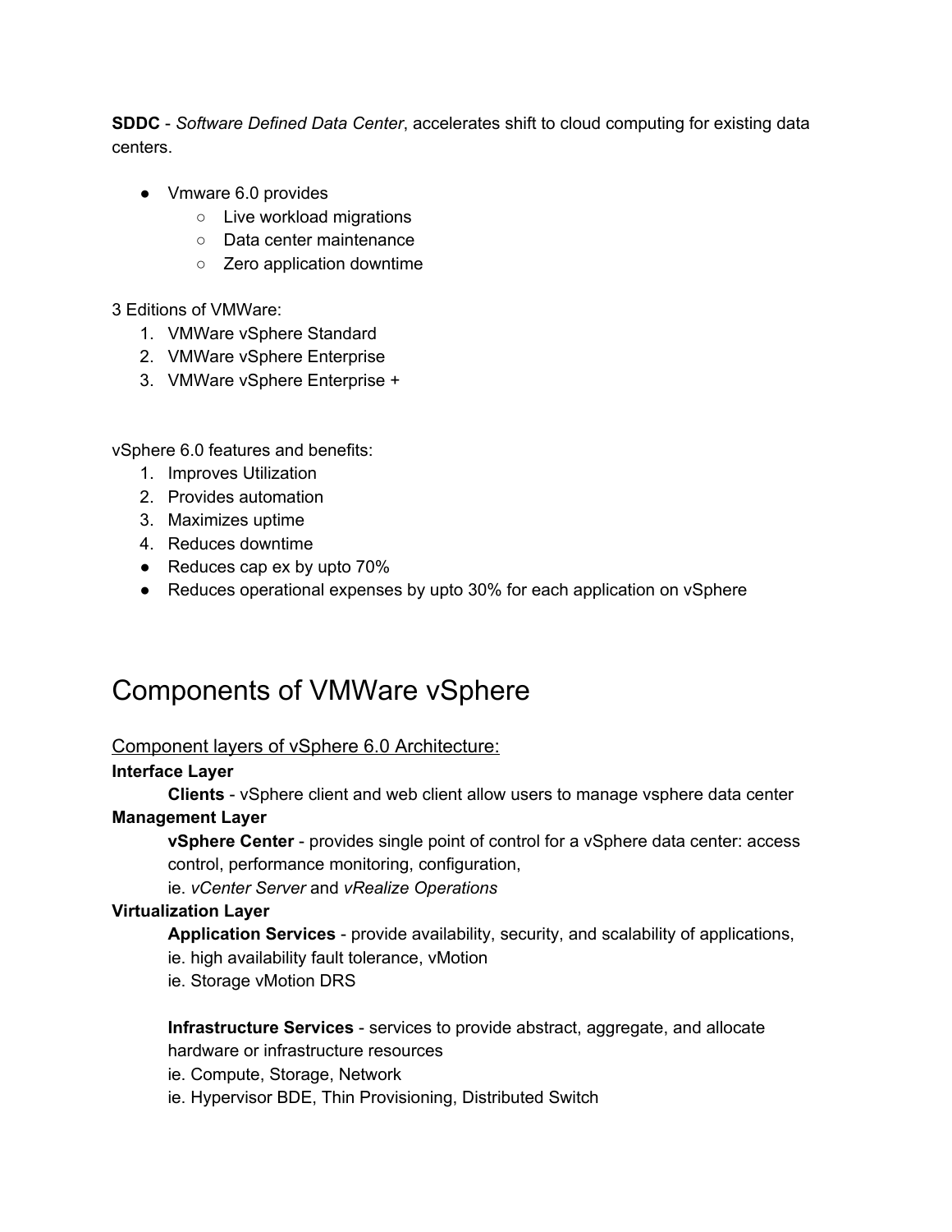**SDDC** - *Software Defined Data Center*, accelerates shift to cloud computing for existing data centers.

- Vmware 6.0 provides
    - Live workload migrations
    - Data center maintenance
    - Zero application downtime

3 Editions of VMWare:

1. VMWare vSphere Standard
2. VMWare vSphere Enterprise
3. VMWare vSphere Enterprise +

vSphere 6.0 features and benefits:

1. Improves Utilization
2. Provides automation
3. Maximizes uptime
4. Reduces downtime

- Reduces cap ex by upto 70%
- Reduces operational expenses by upto 30% for each application on vSphere

# Components of VMWare vSphere

<u>Component layers of vSphere 6.0 Architecture:</u>

**Interface Layer**

**Clients** - vSphere client and web client allow users to manage vsphere data center

**Management Layer**

**vSphere Center** - provides single point of control for a vSphere data center: access control, performance monitoring, configuration,
ie. *vCenter Server* and *vRealize Operations*

**Virtualization Layer**

**Application Services** - provide availability, security, and scalability of applications,
ie. high availability fault tolerance, vMotion
ie. Storage vMotion DRS

**Infrastructure Services** - services to provide abstract, aggregate, and allocate hardware or infrastructure resources
ie. Compute, Storage, Network
ie. Hypervisor BDE, Thin Provisioning, Distributed Switch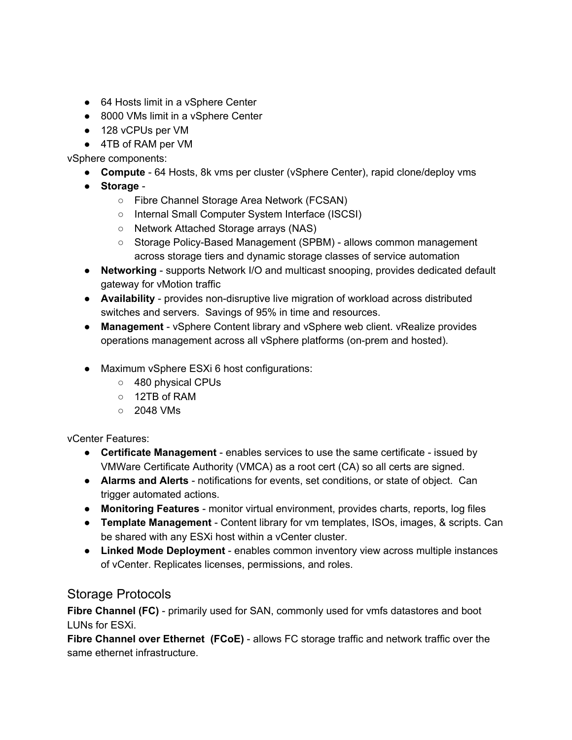- 64 Hosts limit in a vSphere Center
- 8000 VMs limit in a vSphere Center
- 128 vCPUs per VM
- 4TB of RAM per VM

vSphere components:

- **Compute** - 64 Hosts, 8k vms per cluster (vSphere Center), rapid clone/deploy vms
- **Storage** -
  - Fibre Channel Storage Area Network (FCSAN)
  - Internal Small Computer System Interface (ISCSI)
  - Network Attached Storage arrays (NAS)
  - Storage Policy-Based Management (SPBM) - allows common management across storage tiers and dynamic storage classes of service automation
- **Networking** - supports Network I/O and multicast snooping, provides dedicated default gateway for vMotion traffic
- **Availability** - provides non-disruptive live migration of workload across distributed switches and servers. Savings of 95% in time and resources.
- **Management** - vSphere Content library and vSphere web client. vRealize provides operations management across all vSphere platforms (on-prem and hosted).

- Maximum vSphere ESXi 6 host configurations:
  - 480 physical CPUs
  - 12TB of RAM
  - 2048 VMs

vCenter Features:

- **Certificate Management** - enables services to use the same certificate - issued by VMWare Certificate Authority (VMCA) as a root cert (CA) so all certs are signed.
- **Alarms and Alerts** - notifications for events, set conditions, or state of object. Can trigger automated actions.
- **Monitoring Features** - monitor virtual environment, provides charts, reports, log files
- **Template Management** - Content library for vm templates, ISOs, images, & scripts. Can be shared with any ESXi host within a vCenter cluster.
- **Linked Mode Deployment** - enables common inventory view across multiple instances of vCenter. Replicates licenses, permissions, and roles.

## Storage Protocols

**Fibre Channel (FC)** - primarily used for SAN, commonly used for vmfs datastores and boot LUNs for ESXi.

**Fibre Channel over Ethernet (FCoE)** - allows FC storage traffic and network traffic over the same ethernet infrastructure.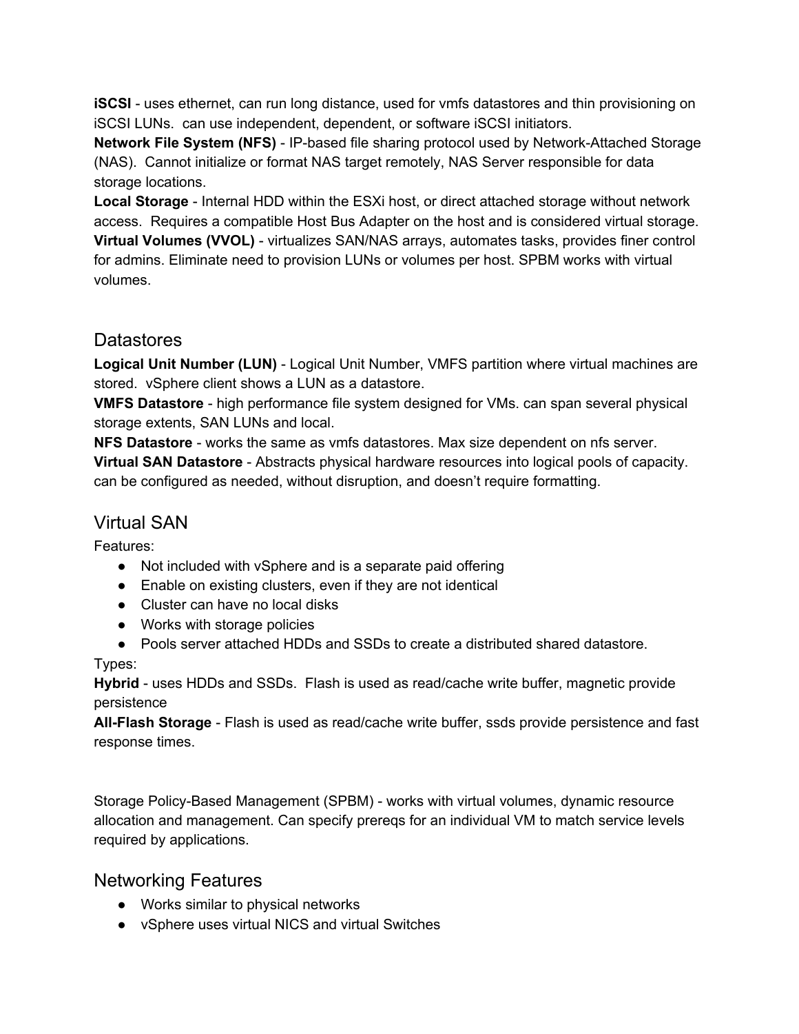**iSCSI** - uses ethernet, can run long distance, used for vmfs datastores and thin provisioning on iSCSI LUNs. can use independent, dependent, or software iSCSI initiators.
**Network File System (NFS)** - IP-based file sharing protocol used by Network-Attached Storage (NAS). Cannot initialize or format NAS target remotely, NAS Server responsible for data storage locations.
**Local Storage** - Internal HDD within the ESXi host, or direct attached storage without network access. Requires a compatible Host Bus Adapter on the host and is considered virtual storage.
**Virtual Volumes (VVOL)** - virtualizes SAN/NAS arrays, automates tasks, provides finer control for admins. Eliminate need to provision LUNs or volumes per host. SPBM works with virtual volumes.

## Datastores

**Logical Unit Number (LUN)** - Logical Unit Number, VMFS partition where virtual machines are stored. vSphere client shows a LUN as a datastore.
**VMFS Datastore** - high performance file system designed for VMs. can span several physical storage extents, SAN LUNs and local.
**NFS Datastore** - works the same as vmfs datastores. Max size dependent on nfs server.
**Virtual SAN Datastore** - Abstracts physical hardware resources into logical pools of capacity. can be configured as needed, without disruption, and doesn't require formatting.

## Virtual SAN

Features:

- Not included with vSphere and is a separate paid offering
- Enable on existing clusters, even if they are not identical
- Cluster can have no local disks
- Works with storage policies
- Pools server attached HDDs and SSDs to create a distributed shared datastore.

Types:
**Hybrid** - uses HDDs and SSDs. Flash is used as read/cache write buffer, magnetic provide persistence
**All-Flash Storage** - Flash is used as read/cache write buffer, ssds provide persistence and fast response times.

Storage Policy-Based Management (SPBM) - works with virtual volumes, dynamic resource allocation and management. Can specify prereqs for an individual VM to match service levels required by applications.

## Networking Features

- Works similar to physical networks
- vSphere uses virtual NICS and virtual Switches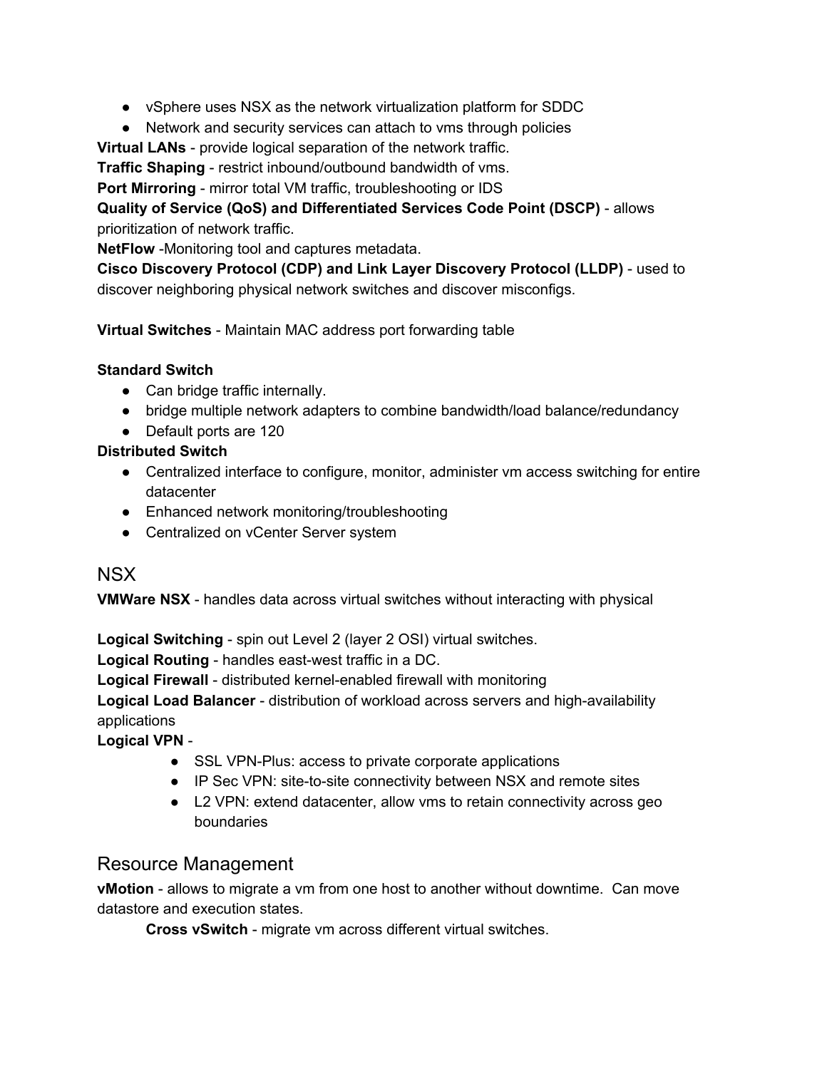- vSphere uses NSX as the network virtualization platform for SDDC
- Network and security services can attach to vms through policies

**Virtual LANs** - provide logical separation of the network traffic.
**Traffic Shaping** - restrict inbound/outbound bandwidth of vms.
**Port Mirroring** - mirror total VM traffic, troubleshooting or IDS
**Quality of Service (QoS) and Differentiated Services Code Point (DSCP)** - allows prioritization of network traffic.
**NetFlow** -Monitoring tool and captures metadata.
**Cisco Discovery Protocol (CDP) and Link Layer Discovery Protocol (LLDP)** - used to discover neighboring physical network switches and discover misconfigs.

**Virtual Switches** - Maintain MAC address port forwarding table

**Standard Switch**

- Can bridge traffic internally.
- bridge multiple network adapters to combine bandwidth/load balance/redundancy
- Default ports are 120

**Distributed Switch**

- Centralized interface to configure, monitor, administer vm access switching for entire datacenter
- Enhanced network monitoring/troubleshooting
- Centralized on vCenter Server system

## NSX

**VMWare NSX** - handles data across virtual switches without interacting with physical

**Logical Switching** - spin out Level 2 (layer 2 OSI) virtual switches.
**Logical Routing** - handles east-west traffic in a DC.
**Logical Firewall** - distributed kernel-enabled firewall with monitoring
**Logical Load Balancer** - distribution of workload across servers and high-availability applications
**Logical VPN** -

- SSL VPN-Plus: access to private corporate applications
- IP Sec VPN: site-to-site connectivity between NSX and remote sites
- L2 VPN: extend datacenter, allow vms to retain connectivity across geo boundaries

## Resource Management

**vMotion** - allows to migrate a vm from one host to another without downtime. Can move datastore and execution states.

**Cross vSwitch** - migrate vm across different virtual switches.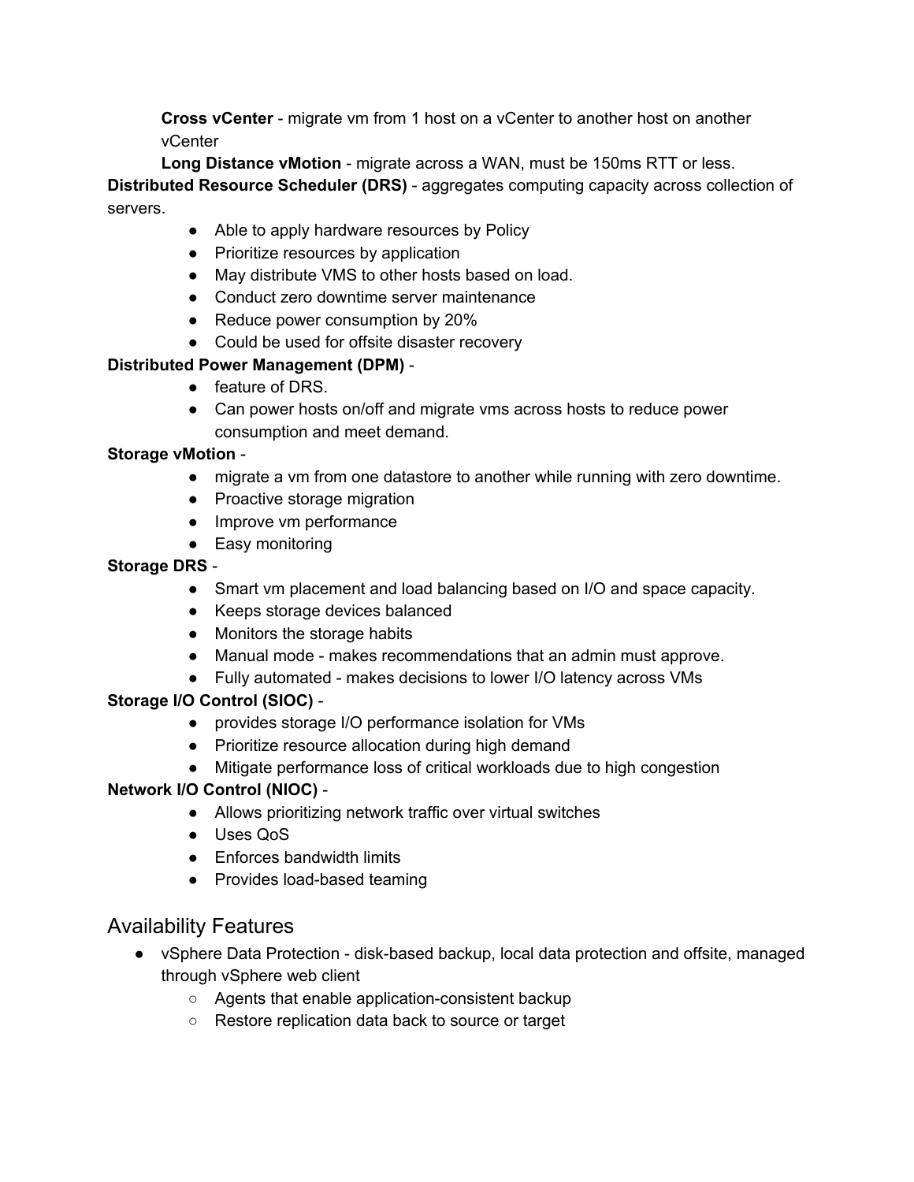**Cross vCenter** - migrate vm from 1 host on a vCenter to another host on another vCenter

**Long Distance vMotion** - migrate across a WAN, must be 150ms RTT or less.

**Distributed Resource Scheduler (DRS)** - aggregates computing capacity across collection of servers.

- Able to apply hardware resources by Policy
- Prioritize resources by application
- May distribute VMS to other hosts based on load.
- Conduct zero downtime server maintenance
- Reduce power consumption by 20%
- Could be used for offsite disaster recovery

**Distributed Power Management (DPM)** -

- feature of DRS.
- Can power hosts on/off and migrate vms across hosts to reduce power consumption and meet demand.

**Storage vMotion** -

- migrate a vm from one datastore to another while running with zero downtime.
- Proactive storage migration
- Improve vm performance
- Easy monitoring

**Storage DRS** -

- Smart vm placement and load balancing based on I/O and space capacity.
- Keeps storage devices balanced
- Monitors the storage habits
- Manual mode - makes recommendations that an admin must approve.
- Fully automated - makes decisions to lower I/O latency across VMs

**Storage I/O Control (SIOC)** -

- provides storage I/O performance isolation for VMs
- Prioritize resource allocation during high demand
- Mitigate performance loss of critical workloads due to high congestion

**Network I/O Control (NIOC)** -

- Allows prioritizing network traffic over virtual switches
- Uses QoS
- Enforces bandwidth limits
- Provides load-based teaming

## Availability Features

- vSphere Data Protection - disk-based backup, local data protection and offsite, managed through vSphere web client
    - Agents that enable application-consistent backup
    - Restore replication data back to source or target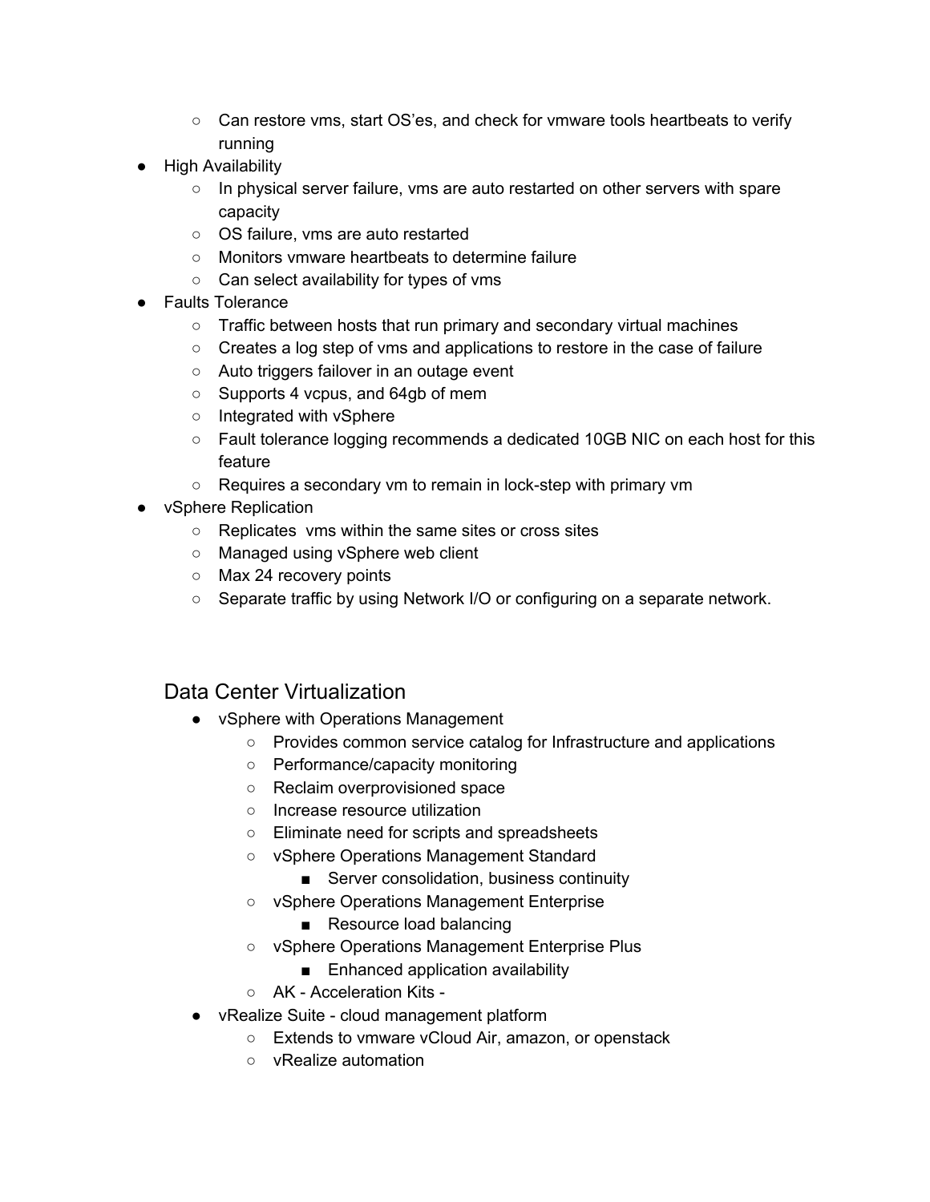- Can restore vms, start OS'es, and check for vmware tools heartbeats to verify running
- High Availability
    - In physical server failure, vms are auto restarted on other servers with spare capacity
    - OS failure, vms are auto restarted
    - Monitors vmware heartbeats to determine failure
    - Can select availability for types of vms
- Faults Tolerance
    - Traffic between hosts that run primary and secondary virtual machines
    - Creates a log step of vms and applications to restore in the case of failure
    - Auto triggers failover in an outage event
    - Supports 4 vcpus, and 64gb of mem
    - Integrated with vSphere
    - Fault tolerance logging recommends a dedicated 10GB NIC on each host for this feature
    - Requires a secondary vm to remain in lock-step with primary vm
- vSphere Replication
    - Replicates  vms within the same sites or cross sites
    - Managed using vSphere web client
    - Max 24 recovery points
    - Separate traffic by using Network I/O or configuring on a separate network.

## Data Center Virtualization

- vSphere with Operations Management
    - Provides common service catalog for Infrastructure and applications
    - Performance/capacity monitoring
    - Reclaim overprovisioned space
    - Increase resource utilization
    - Eliminate need for scripts and spreadsheets
    - vSphere Operations Management Standard
        - Server consolidation, business continuity
    - vSphere Operations Management Enterprise
        - Resource load balancing
    - vSphere Operations Management Enterprise Plus
        - Enhanced application availability
    - AK - Acceleration Kits -
- vRealize Suite - cloud management platform
    - Extends to vmware vCloud Air, amazon, or openstack
    - vRealize automation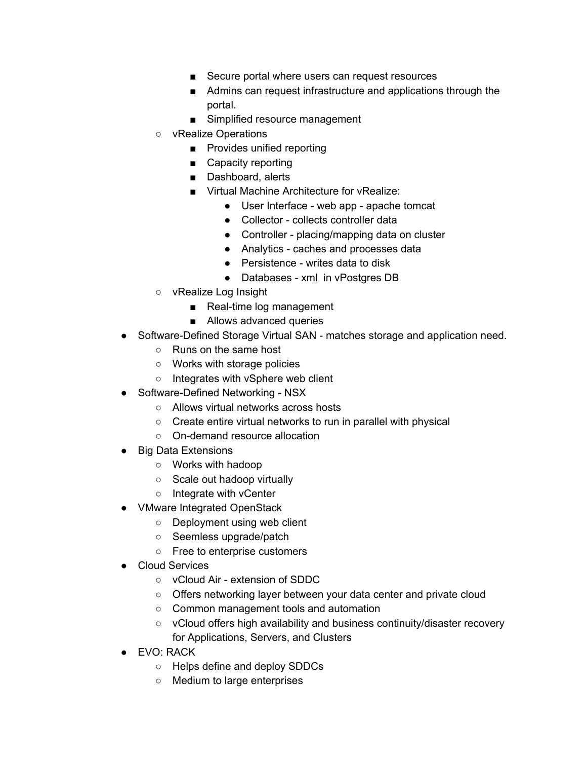- Secure portal where users can request resources
        - Admins can request infrastructure and applications through the portal.
        - Simplified resource management
    - vRealize Operations
        - Provides unified reporting
        - Capacity reporting
        - Dashboard, alerts
        - Virtual Machine Architecture for vRealize:
            - User Interface - web app - apache tomcat
            - Collector - collects controller data
            - Controller - placing/mapping data on cluster
            - Analytics - caches and processes data
            - Persistence - writes data to disk
            - Databases - xml  in vPostgres DB
    - vRealize Log Insight
        - Real-time log management
        - Allows advanced queries
- Software-Defined Storage Virtual SAN - matches storage and application need.
    - Runs on the same host
    - Works with storage policies
    - Integrates with vSphere web client
- Software-Defined Networking - NSX
    - Allows virtual networks across hosts
    - Create entire virtual networks to run in parallel with physical
    - On-demand resource allocation
- Big Data Extensions
    - Works with hadoop
    - Scale out hadoop virtually
    - Integrate with vCenter
- VMware Integrated OpenStack
    - Deployment using web client
    - Seemless upgrade/patch
    - Free to enterprise customers
- Cloud Services
    - vCloud Air - extension of SDDC
    - Offers networking layer between your data center and private cloud
    - Common management tools and automation
    - vCloud offers high availability and business continuity/disaster recovery for Applications, Servers, and Clusters
- EVO: RACK
    - Helps define and deploy SDDCs
    - Medium to large enterprises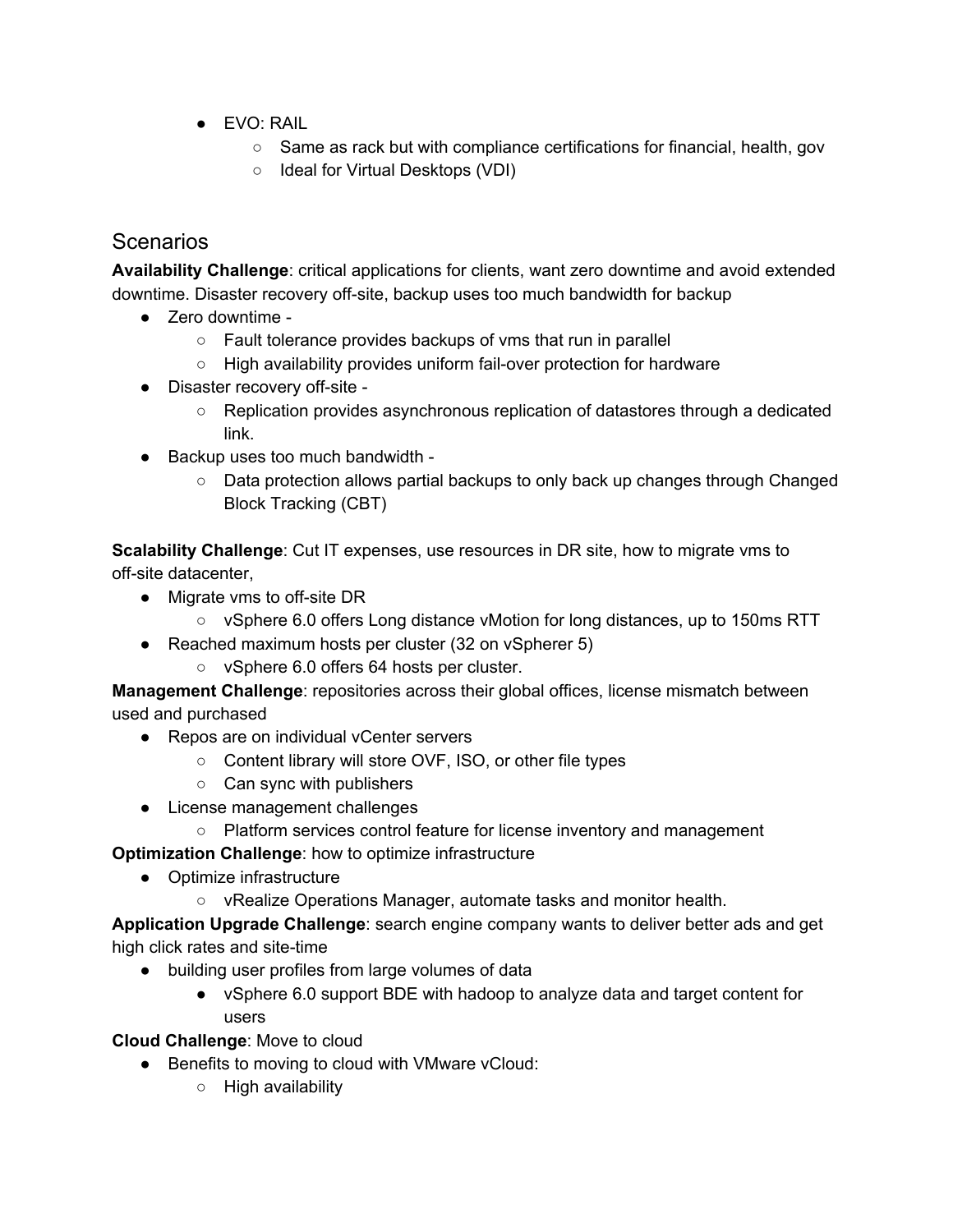- EVO: RAIL
  - Same as rack but with compliance certifications for financial, health, gov
  - Ideal for Virtual Desktops (VDI)

## Scenarios

**Availability Challenge**: critical applications for clients, want zero downtime and avoid extended downtime. Disaster recovery off-site, backup uses too much bandwidth for backup

- Zero downtime -
  - Fault tolerance provides backups of vms that run in parallel
  - High availability provides uniform fail-over protection for hardware
- Disaster recovery off-site -
  - Replication provides asynchronous replication of datastores through a dedicated link.
- Backup uses too much bandwidth -
  - Data protection allows partial backups to only back up changes through Changed Block Tracking (CBT)

**Scalability Challenge**: Cut IT expenses, use resources in DR site, how to migrate vms to off-site datacenter,

- Migrate vms to off-site DR
  - vSphere 6.0 offers Long distance vMotion for long distances, up to 150ms RTT
- Reached maximum hosts per cluster (32 on vSpherer 5)
  - vSphere 6.0 offers 64 hosts per cluster.

**Management Challenge**: repositories across their global offices, license mismatch between used and purchased

- Repos are on individual vCenter servers
  - Content library will store OVF, ISO, or other file types
  - Can sync with publishers
- License management challenges
  - Platform services control feature for license inventory and management

**Optimization Challenge**: how to optimize infrastructure

- Optimize infrastructure
  - vRealize Operations Manager, automate tasks and monitor health.

**Application Upgrade Challenge**: search engine company wants to deliver better ads and get high click rates and site-time

- building user profiles from large volumes of data
  - vSphere 6.0 support BDE with hadoop to analyze data and target content for users

**Cloud Challenge**: Move to cloud

- Benefits to moving to cloud with VMware vCloud:
  - High availability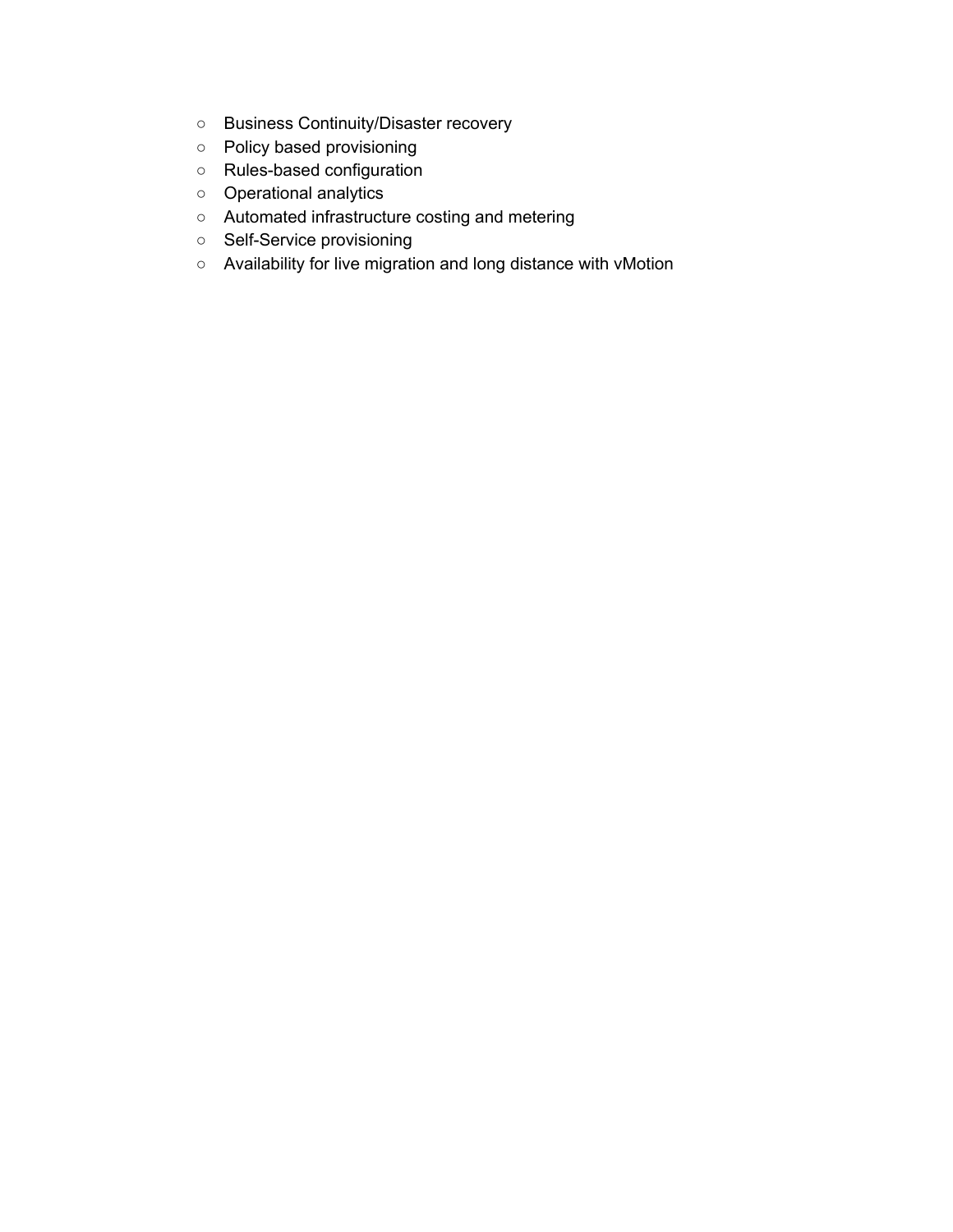- Business Continuity/Disaster recovery
- Policy based provisioning
- Rules-based configuration
- Operational analytics
- Automated infrastructure costing and metering
- Self-Service provisioning
- Availability for live migration and long distance with vMotion